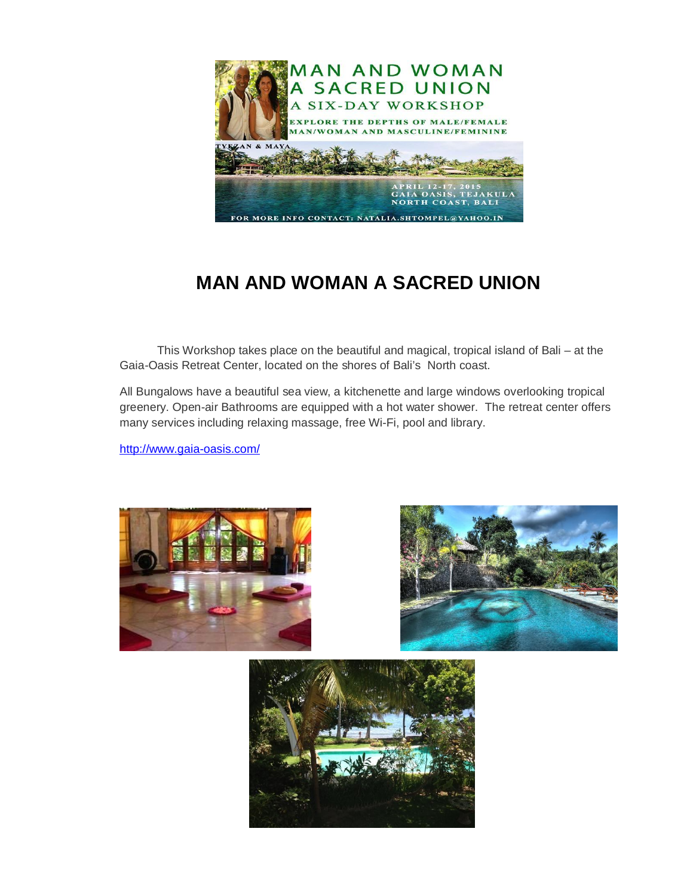MAN AND WOMAN
A SACRED UNION
A SIX-DAY WORKSHOP

EXPLORE THE DEPTHS OF MALE/FEMALE
MAN/WOMAN AND MASCULINE/FEMININE

TYZAN & MAYA

APRIL 12-17, 2015
GAIA OASIS, TEJAKULA
NORTH COAST, BALI

FOR MORE INFO CONTACT: NATALIA.SHTOMPEL@YAHOO.IN

# MAN AND WOMAN A SACRED UNION

This Workshop takes place on the beautiful and magical, tropical island of Bali – at the Gaia-Oasis Retreat Center, located on the shores of Bali's North coast.

All Bungalows have a beautiful sea view, a kitchenette and large windows overlooking tropical greenery. Open-air Bathrooms are equipped with a hot water shower. The retreat center offers many services including relaxing massage, free Wi-Fi, pool and library.

[http://www.gaia-oasis.com/](http://www.gaia-oasis.com/)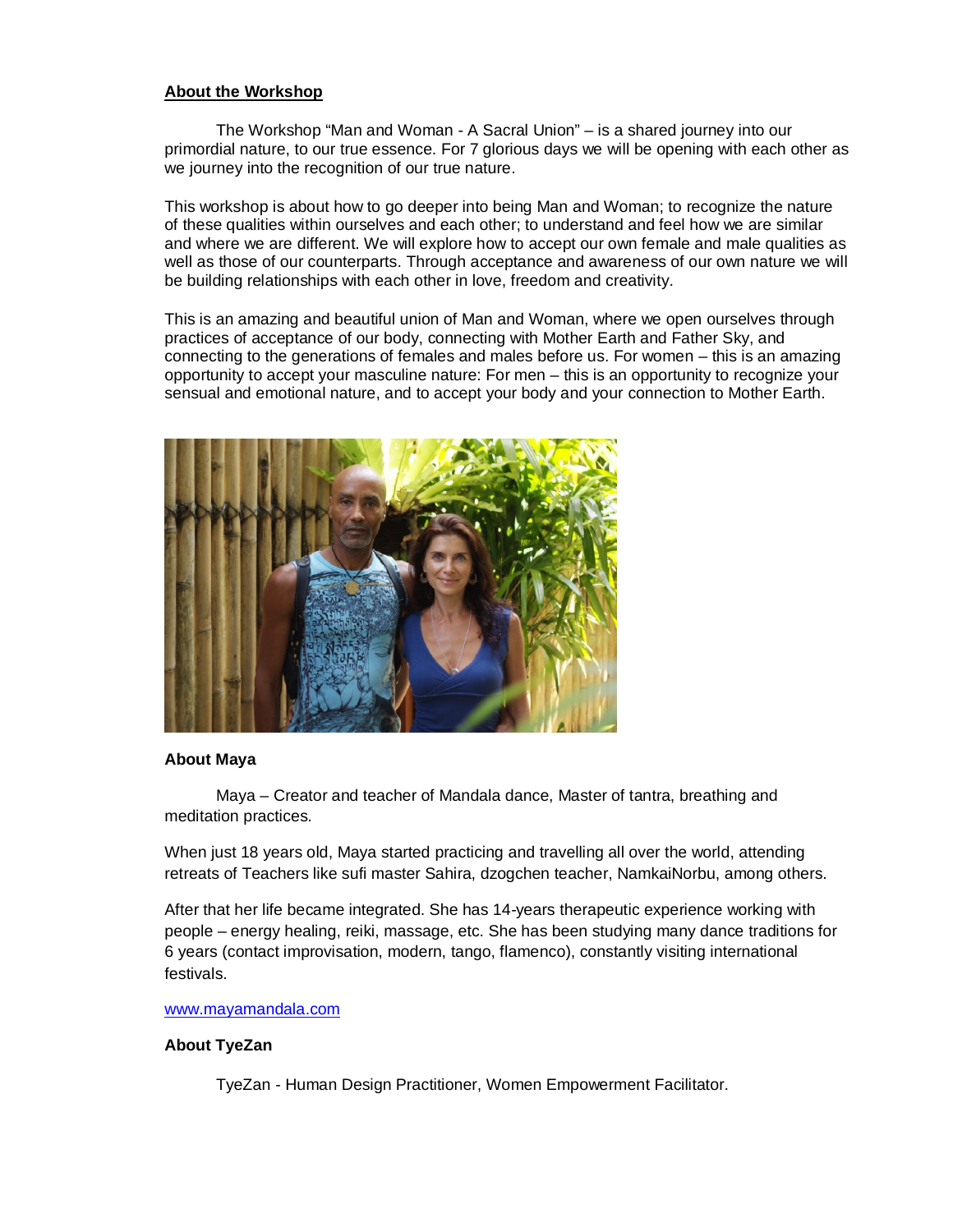**About the Workshop**

The Workshop "Man and Woman - A Sacral Union" – is a shared journey into our primordial nature, to our true essence. For 7 glorious days we will be opening with each other as we journey into the recognition of our true nature.

This workshop is about how to go deeper into being Man and Woman; to recognize the nature of these qualities within ourselves and each other; to understand and feel how we are similar and where we are different. We will explore how to accept our own female and male qualities as well as those of our counterparts. Through acceptance and awareness of our own nature we will be building relationships with each other in love, freedom and creativity.

This is an amazing and beautiful union of Man and Woman, where we open ourselves through practices of acceptance of our body, connecting with Mother Earth and Father Sky, and connecting to the generations of females and males before us. For women – this is an amazing opportunity to accept your masculine nature: For men – this is an opportunity to recognize your sensual and emotional nature, and to accept your body and your connection to Mother Earth.

**About Maya**

Maya – Creator and teacher of Mandala dance, Master of tantra, breathing and meditation practices.

When just 18 years old, Maya started practicing and travelling all over the world, attending retreats of Teachers like sufi master Sahira, dzogchen teacher, NamkaiNorbu, among others.

After that her life became integrated. She has 14-years therapeutic experience working with people – energy healing, reiki, massage, etc. She has been studying many dance traditions for 6 years (contact improvisation, modern, tango, flamenco), constantly visiting international festivals.

www.mayamandala.com

**About TyeZan**

TyeZan - Human Design Practitioner, Women Empowerment Facilitator.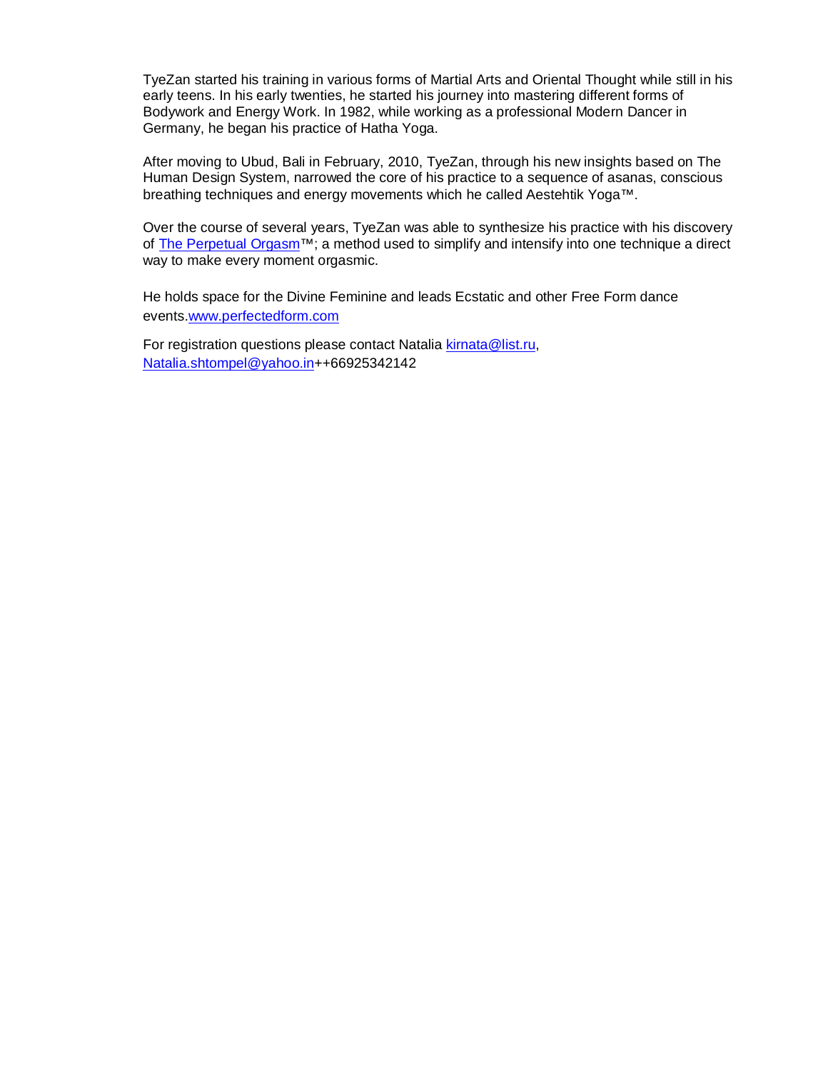TyeZan started his training in various forms of Martial Arts and Oriental Thought while still in his early teens. In his early twenties, he started his journey into mastering different forms of Bodywork and Energy Work. In 1982, while working as a professional Modern Dancer in Germany, he began his practice of Hatha Yoga.

After moving to Ubud, Bali in February, 2010, TyeZan, through his new insights based on The Human Design System, narrowed the core of his practice to a sequence of asanas, conscious breathing techniques and energy movements which he called Aestehtik Yoga™.

Over the course of several years, TyeZan was able to synthesize his practice with his discovery of [The Perpetual Orgasm]™; a method used to simplify and intensify into one technique a direct way to make every moment orgasmic.

He holds space for the Divine Feminine and leads Ecstatic and other Free Form dance events.www.perfectedform.com

For registration questions please contact Natalia kirnata@list.ru, Natalia.shtompel@yahoo.in++66925342142